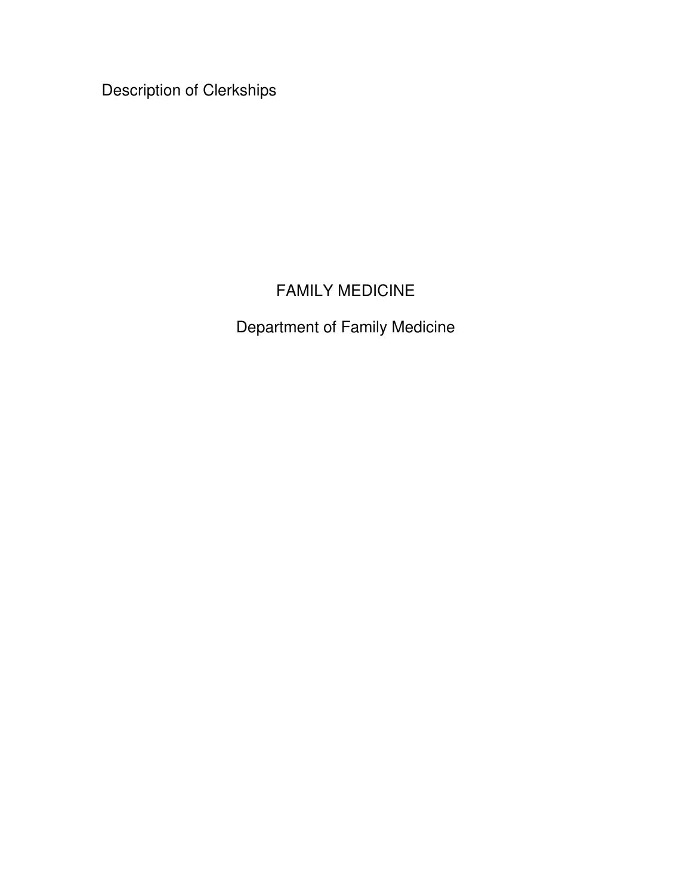Description of Clerkships

# FAMILY MEDICINE

## Department of Family Medicine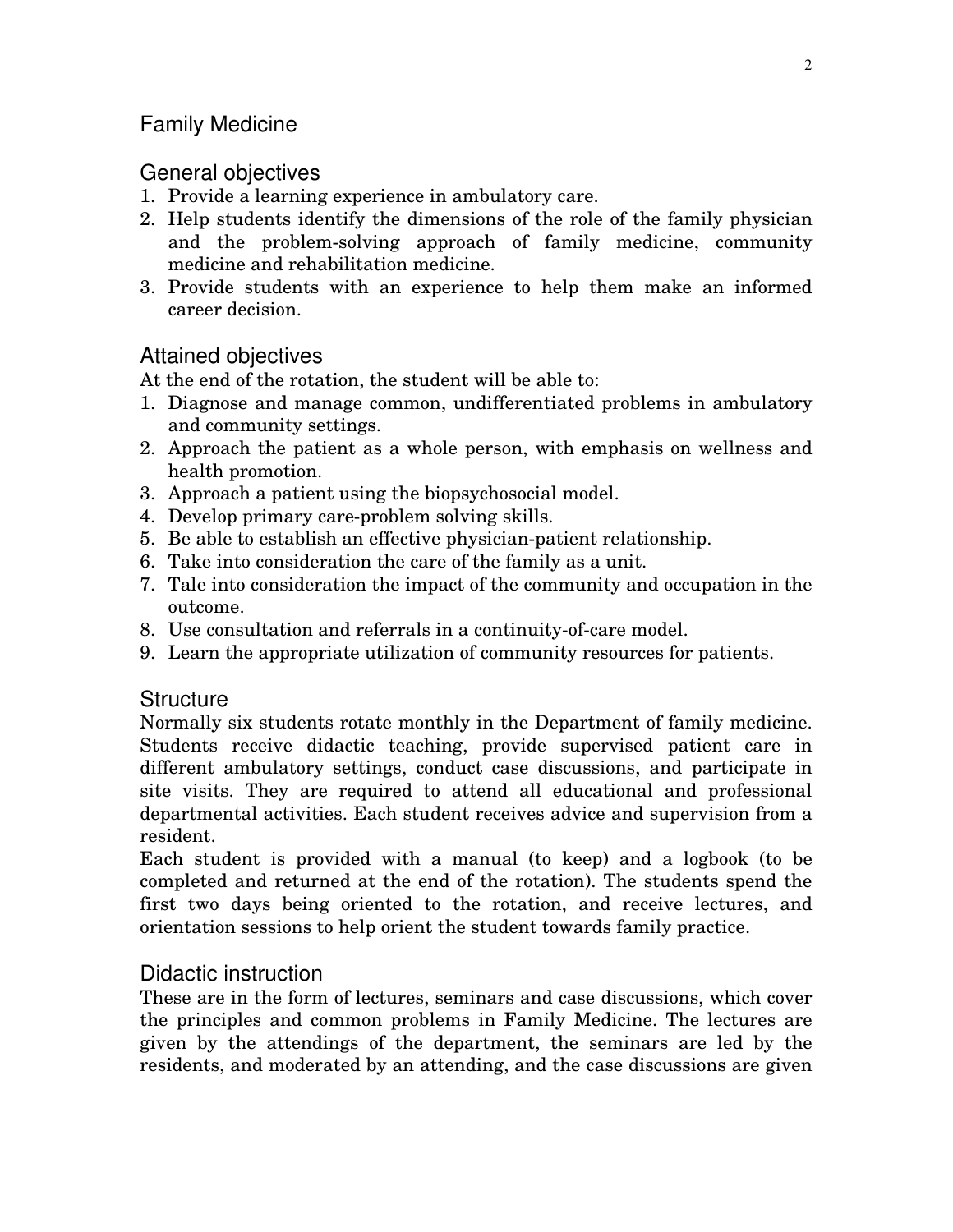# Family Medicine

## General objectives

1. Provide a learning experience in ambulatory care.
2. Help students identify the dimensions of the role of the family physician and the problem-solving approach of family medicine, community medicine and rehabilitation medicine.
3. Provide students with an experience to help them make an informed career decision.

## Attained objectives

At the end of the rotation, the student will be able to:

1. Diagnose and manage common, undifferentiated problems in ambulatory and community settings.
2. Approach the patient as a whole person, with emphasis on wellness and health promotion.
3. Approach a patient using the biopsychosocial model.
4. Develop primary care-problem solving skills.
5. Be able to establish an effective physician-patient relationship.
6. Take into consideration the care of the family as a unit.
7. Tale into consideration the impact of the community and occupation in the outcome.
8. Use consultation and referrals in a continuity-of-care model.
9. Learn the appropriate utilization of community resources for patients.

## Structure

Normally six students rotate monthly in the Department of family medicine. Students receive didactic teaching, provide supervised patient care in different ambulatory settings, conduct case discussions, and participate in site visits. They are required to attend all educational and professional departmental activities. Each student receives advice and supervision from a resident.

Each student is provided with a manual (to keep) and a logbook (to be completed and returned at the end of the rotation). The students spend the first two days being oriented to the rotation, and receive lectures, and orientation sessions to help orient the student towards family practice.

## Didactic instruction

These are in the form of lectures, seminars and case discussions, which cover the principles and common problems in Family Medicine. The lectures are given by the attendings of the department, the seminars are led by the residents, and moderated by an attending, and the case discussions are given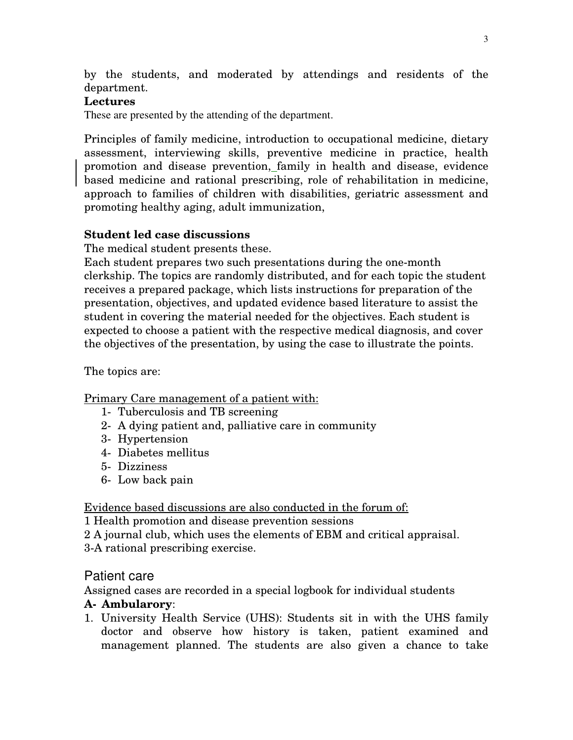by the students, and moderated by attendings and residents of the department.

**Lectures**

These are presented by the attending of the department.

Principles of family medicine, introduction to occupational medicine, dietary assessment, interviewing skills, preventive medicine in practice, health promotion and disease prevention, family in health and disease, evidence based medicine and rational prescribing, role of rehabilitation in medicine, approach to families of children with disabilities, geriatric assessment and promoting healthy aging, adult immunization,

**Student led case discussions**

The medical student presents these.

Each student prepares two such presentations during the one-month clerkship. The topics are randomly distributed, and for each topic the student receives a prepared package, which lists instructions for preparation of the presentation, objectives, and updated evidence based literature to assist the student in covering the material needed for the objectives. Each student is expected to choose a patient with the respective medical diagnosis, and cover the objectives of the presentation, by using the case to illustrate the points.

The topics are:

Primary Care management of a patient with:

1- Tuberculosis and TB screening
2- A dying patient and, palliative care in community
3- Hypertension
4- Diabetes mellitus
5- Dizziness
6- Low back pain

Evidence based discussions are also conducted in the forum of:

1 Health promotion and disease prevention sessions
2 A journal club, which uses the elements of EBM and critical appraisal.
3-A rational prescribing exercise.

## Patient care

Assigned cases are recorded in a special logbook for individual students

**A- Ambularory**:

1. University Health Service (UHS): Students sit in with the UHS family doctor and observe how history is taken, patient examined and management planned. The students are also given a chance to take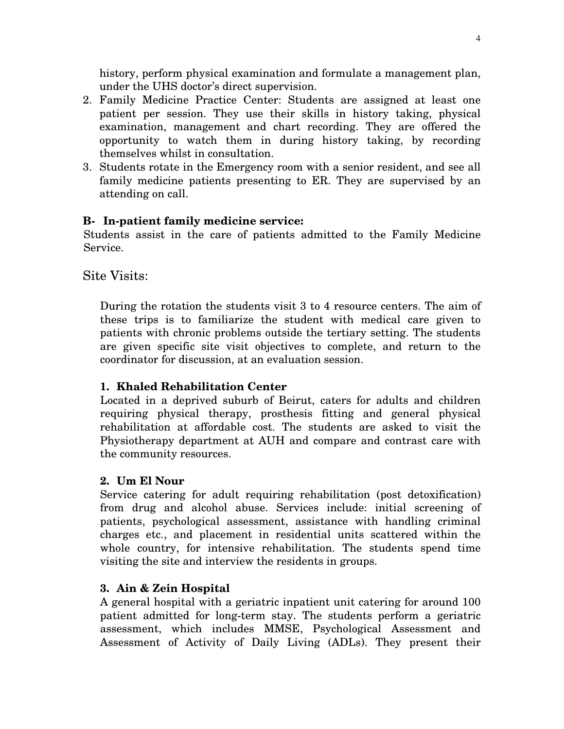history, perform physical examination and formulate a management plan, under the UHS doctor's direct supervision.

2. Family Medicine Practice Center: Students are assigned at least one patient per session. They use their skills in history taking, physical examination, management and chart recording. They are offered the opportunity to watch them in during history taking, by recording themselves whilst in consultation.
3. Students rotate in the Emergency room with a senior resident, and see all family medicine patients presenting to ER. They are supervised by an attending on call.

**B- In-patient family medicine service:**

Students assist in the care of patients admitted to the Family Medicine Service.

## Site Visits:

During the rotation the students visit 3 to 4 resource centers. The aim of these trips is to familiarize the student with medical care given to patients with chronic problems outside the tertiary setting. The students are given specific site visit objectives to complete, and return to the coordinator for discussion, at an evaluation session.

**1. Khaled Rehabilitation Center**

Located in a deprived suburb of Beirut, caters for adults and children requiring physical therapy, prosthesis fitting and general physical rehabilitation at affordable cost. The students are asked to visit the Physiotherapy department at AUH and compare and contrast care with the community resources.

**2. Um El Nour**

Service catering for adult requiring rehabilitation (post detoxification) from drug and alcohol abuse. Services include: initial screening of patients, psychological assessment, assistance with handling criminal charges etc., and placement in residential units scattered within the whole country, for intensive rehabilitation. The students spend time visiting the site and interview the residents in groups.

**3. Ain & Zein Hospital**

A general hospital with a geriatric inpatient unit catering for around 100 patient admitted for long-term stay. The students perform a geriatric assessment, which includes MMSE, Psychological Assessment and Assessment of Activity of Daily Living (ADLs). They present their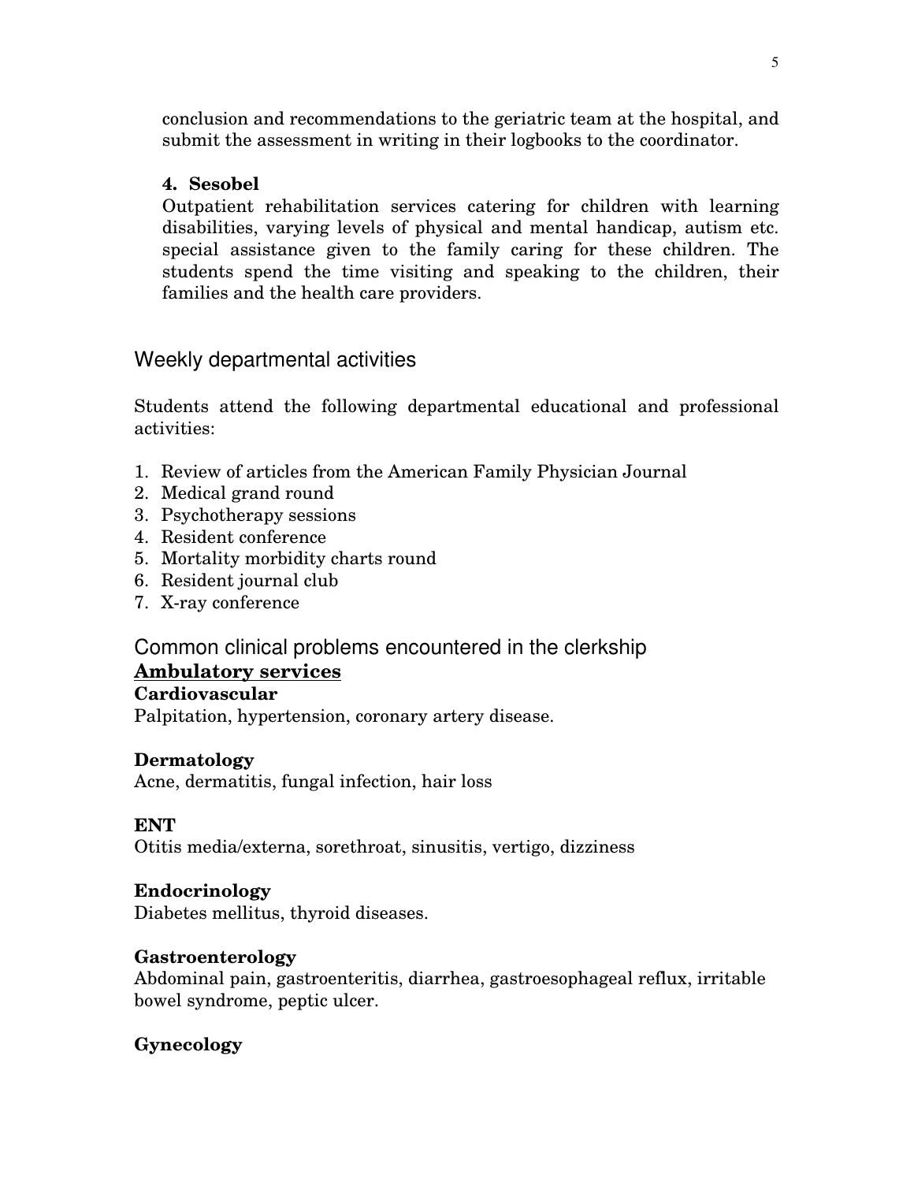conclusion and recommendations to the geriatric team at the hospital, and submit the assessment in writing in their logbooks to the coordinator.

4. **Sesobel**

   Outpatient rehabilitation services catering for children with learning disabilities, varying levels of physical and mental handicap, autism etc. special assistance given to the family caring for these children. The students spend the time visiting and speaking to the children, their families and the health care providers.

## Weekly departmental activities

Students attend the following departmental educational and professional activities:

1. Review of articles from the American Family Physician Journal
2. Medical grand round
3. Psychotherapy sessions
4. Resident conference
5. Mortality morbidity charts round
6. Resident journal club
7. X-ray conference

## Common clinical problems encountered in the clerkship

### Ambulatory services

**Cardiovascular**

Palpitation, hypertension, coronary artery disease.

**Dermatology**

Acne, dermatitis, fungal infection, hair loss

**ENT**

Otitis media/externa, sorethroat, sinusitis, vertigo, dizziness

**Endocrinology**

Diabetes mellitus, thyroid diseases.

**Gastroenterology**

Abdominal pain, gastroenteritis, diarrhea, gastroesophageal reflux, irritable bowel syndrome, peptic ulcer.

**Gynecology**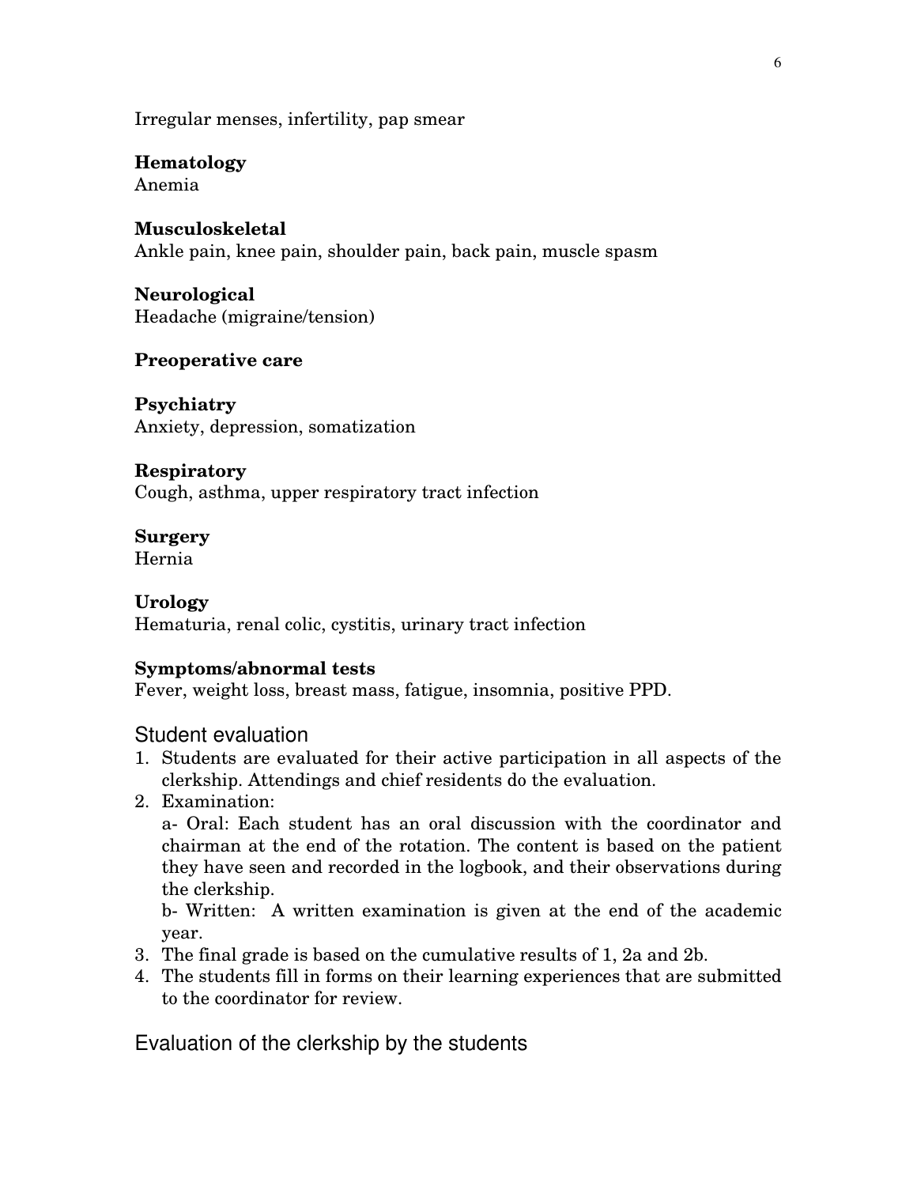Irregular menses, infertility, pap smear

**Hematology**
Anemia

**Musculoskeletal**
Ankle pain, knee pain, shoulder pain, back pain, muscle spasm

**Neurological**
Headache (migraine/tension)

**Preoperative care**

**Psychiatry**
Anxiety, depression, somatization

**Respiratory**
Cough, asthma, upper respiratory tract infection

**Surgery**
Hernia

**Urology**
Hematuria, renal colic, cystitis, urinary tract infection

**Symptoms/abnormal tests**
Fever, weight loss, breast mass, fatigue, insomnia, positive PPD.

## Student evaluation

1. Students are evaluated for their active participation in all aspects of the clerkship. Attendings and chief residents do the evaluation.
2. Examination:
   a- Oral: Each student has an oral discussion with the coordinator and chairman at the end of the rotation. The content is based on the patient they have seen and recorded in the logbook, and their observations during the clerkship.
   b- Written: A written examination is given at the end of the academic year.
3. The final grade is based on the cumulative results of 1, 2a and 2b.
4. The students fill in forms on their learning experiences that are submitted to the coordinator for review.

## Evaluation of the clerkship by the students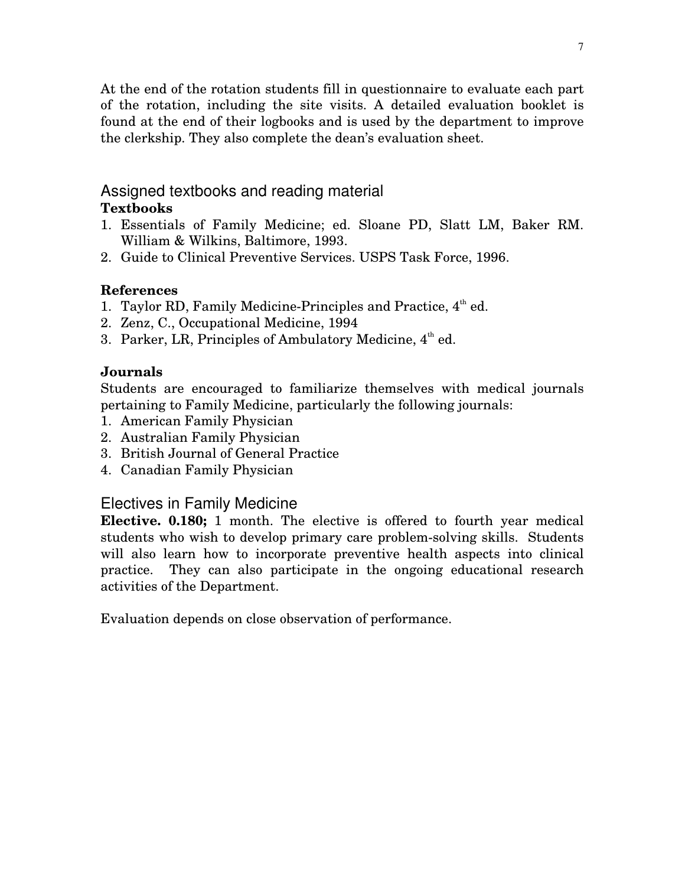At the end of the rotation students fill in questionnaire to evaluate each part of the rotation, including the site visits. A detailed evaluation booklet is found at the end of their logbooks and is used by the department to improve the clerkship. They also complete the dean's evaluation sheet.

## Assigned textbooks and reading material

**Textbooks**

1. Essentials of Family Medicine; ed. Sloane PD, Slatt LM, Baker RM. William & Wilkins, Baltimore, 1993.
2. Guide to Clinical Preventive Services. USPS Task Force, 1996.

**References**

1. Taylor RD, Family Medicine-Principles and Practice, 4th ed.
2. Zenz, C., Occupational Medicine, 1994
3. Parker, LR, Principles of Ambulatory Medicine, 4th ed.

**Journals**

Students are encouraged to familiarize themselves with medical journals pertaining to Family Medicine, particularly the following journals:

1. American Family Physician
2. Australian Family Physician
3. British Journal of General Practice
4. Canadian Family Physician

## Electives in Family Medicine

**Elective. 0.180;** 1 month. The elective is offered to fourth year medical students who wish to develop primary care problem-solving skills. Students will also learn how to incorporate preventive health aspects into clinical practice. They can also participate in the ongoing educational research activities of the Department.

Evaluation depends on close observation of performance.